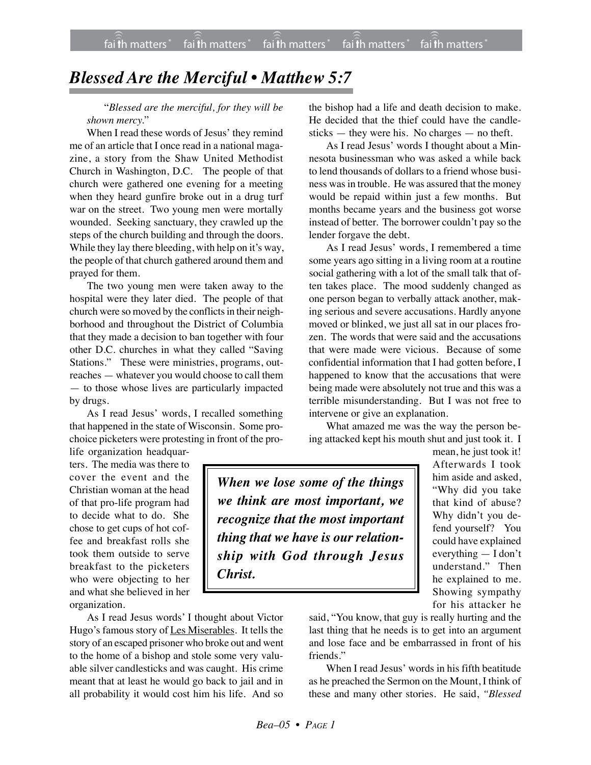# Blessed Are the Merciful • Matthew 5:7

"*Blessed are the merciful, for they will be shown mercy.*"

When I read these words of Jesus' they remind me of an article that I once read in a national magazine, a story from the Shaw United Methodist Church in Washington, D.C. The people of that church were gathered one evening for a meeting when they heard gunfire broke out in a drug turf war on the street. Two young men were mortally wounded. Seeking sanctuary, they crawled up the steps of the church building and through the doors. While they lay there bleeding, with help on it's way, the people of that church gathered around them and prayed for them.

The two young men were taken away to the hospital were they later died. The people of that church were so moved by the conflicts in their neighborhood and throughout the District of Columbia that they made a decision to ban together with four other D.C. churches in what they called "Saving Stations." These were ministries, programs, outreaches — whatever you would choose to call them — to those whose lives are particularly impacted by drugs.

As I read Jesus' words, I recalled something that happened in the state of Wisconsin. Some pro-choice picketers were protesting in front of the pro-life organization headquarters. The media was there to cover the event and the Christian woman at the head of that pro-life program had to decide what to do. She chose to get cups of hot coffee and breakfast rolls she took them outside to serve breakfast to the picketers who were objecting to her and what she believed in her organization.

As I read Jesus words' I thought about Victor Hugo's famous story of Les Miserables. It tells the story of an escaped prisoner who broke out and went to the home of a bishop and stole some very valuable silver candlesticks and was caught. His crime meant that at least he would go back to jail and in all probability it would cost him his life. And so the bishop had a life and death decision to make. He decided that the thief could have the candlesticks — they were his. No charges — no theft.

As I read Jesus' words I thought about a Minnesota businessman who was asked a while back to lend thousands of dollars to a friend whose business was in trouble. He was assured that the money would be repaid within just a few months. But months became years and the business got worse instead of better. The borrower couldn't pay so the lender forgave the debt.

As I read Jesus' words, I remembered a time some years ago sitting in a living room at a routine social gathering with a lot of the small talk that often takes place. The mood suddenly changed as one person began to verbally attack another, making serious and severe accusations. Hardly anyone moved or blinked, we just all sat in our places frozen. The words that were said and the accusations that were made were vicious. Because of some confidential information that I had gotten before, I happened to know that the accusations that were being made were absolutely not true and this was a terrible misunderstanding. But I was not free to intervene or give an explanation.

What amazed me was the way the person being attacked kept his mouth shut and just took it. I mean, he just took it! Afterwards I took him aside and asked, "Why did you take that kind of abuse? Why didn't you defend yourself? You could have explained everything — I don't understand." Then he explained to me. Showing sympathy for his attacker he said, "You know, that guy is really hurting and the last thing that he needs is to get into an argument and lose face and be embarrassed in front of his friends."

> ***When we lose some of the things we think are most important, we recognize that the most important thing that we have is our relationship with God through Jesus Christ.***

When I read Jesus' words in his fifth beatitude as he preached the Sermon on the Mount, I think of these and many other stories. He said, *"Blessed*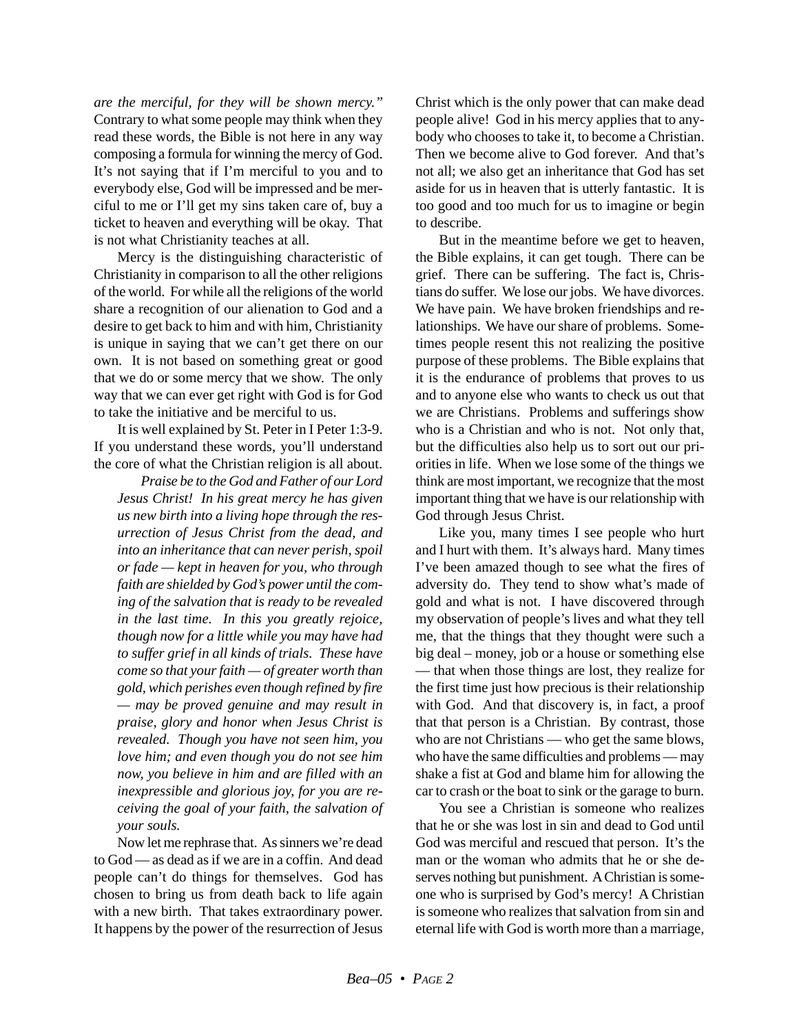*are the merciful, for they will be shown mercy."* Contrary to what some people may think when they read these words, the Bible is not here in any way composing a formula for winning the mercy of God. It's not saying that if I'm merciful to you and to everybody else, God will be impressed and be merciful to me or I'll get my sins taken care of, buy a ticket to heaven and everything will be okay. That is not what Christianity teaches at all.

Mercy is the distinguishing characteristic of Christianity in comparison to all the other religions of the world. For while all the religions of the world share a recognition of our alienation to God and a desire to get back to him and with him, Christianity is unique in saying that we can't get there on our own. It is not based on something great or good that we do or some mercy that we show. The only way that we can ever get right with God is for God to take the initiative and be merciful to us.

It is well explained by St. Peter in I Peter 1:3-9. If you understand these words, you'll understand the core of what the Christian religion is all about.

> *Praise be to the God and Father of our Lord Jesus Christ! In his great mercy he has given us new birth into a living hope through the resurrection of Jesus Christ from the dead, and into an inheritance that can never perish, spoil or fade — kept in heaven for you, who through faith are shielded by God's power until the coming of the salvation that is ready to be revealed in the last time. In this you greatly rejoice, though now for a little while you may have had to suffer grief in all kinds of trials. These have come so that your faith — of greater worth than gold, which perishes even though refined by fire — may be proved genuine and may result in praise, glory and honor when Jesus Christ is revealed. Though you have not seen him, you love him; and even though you do not see him now, you believe in him and are filled with an inexpressible and glorious joy, for you are receiving the goal of your faith, the salvation of your souls.*

Now let me rephrase that. As sinners we're dead to God — as dead as if we are in a coffin. And dead people can't do things for themselves. God has chosen to bring us from death back to life again with a new birth. That takes extraordinary power. It happens by the power of the resurrection of Jesus Christ which is the only power that can make dead people alive! God in his mercy applies that to anybody who chooses to take it, to become a Christian. Then we become alive to God forever. And that's not all; we also get an inheritance that God has set aside for us in heaven that is utterly fantastic. It is too good and too much for us to imagine or begin to describe.

But in the meantime before we get to heaven, the Bible explains, it can get tough. There can be grief. There can be suffering. The fact is, Christians do suffer. We lose our jobs. We have divorces. We have pain. We have broken friendships and relationships. We have our share of problems. Sometimes people resent this not realizing the positive purpose of these problems. The Bible explains that it is the endurance of problems that proves to us and to anyone else who wants to check us out that we are Christians. Problems and sufferings show who is a Christian and who is not. Not only that, but the difficulties also help us to sort out our priorities in life. When we lose some of the things we think are most important, we recognize that the most important thing that we have is our relationship with God through Jesus Christ.

Like you, many times I see people who hurt and I hurt with them. It's always hard. Many times I've been amazed though to see what the fires of adversity do. They tend to show what's made of gold and what is not. I have discovered through my observation of people's lives and what they tell me, that the things that they thought were such a big deal – money, job or a house or something else — that when those things are lost, they realize for the first time just how precious is their relationship with God. And that discovery is, in fact, a proof that that person is a Christian. By contrast, those who are not Christians — who get the same blows, who have the same difficulties and problems — may shake a fist at God and blame him for allowing the car to crash or the boat to sink or the garage to burn.

You see a Christian is someone who realizes that he or she was lost in sin and dead to God until God was merciful and rescued that person. It's the man or the woman who admits that he or she deserves nothing but punishment. A Christian is someone who is surprised by God's mercy! A Christian is someone who realizes that salvation from sin and eternal life with God is worth more than a marriage,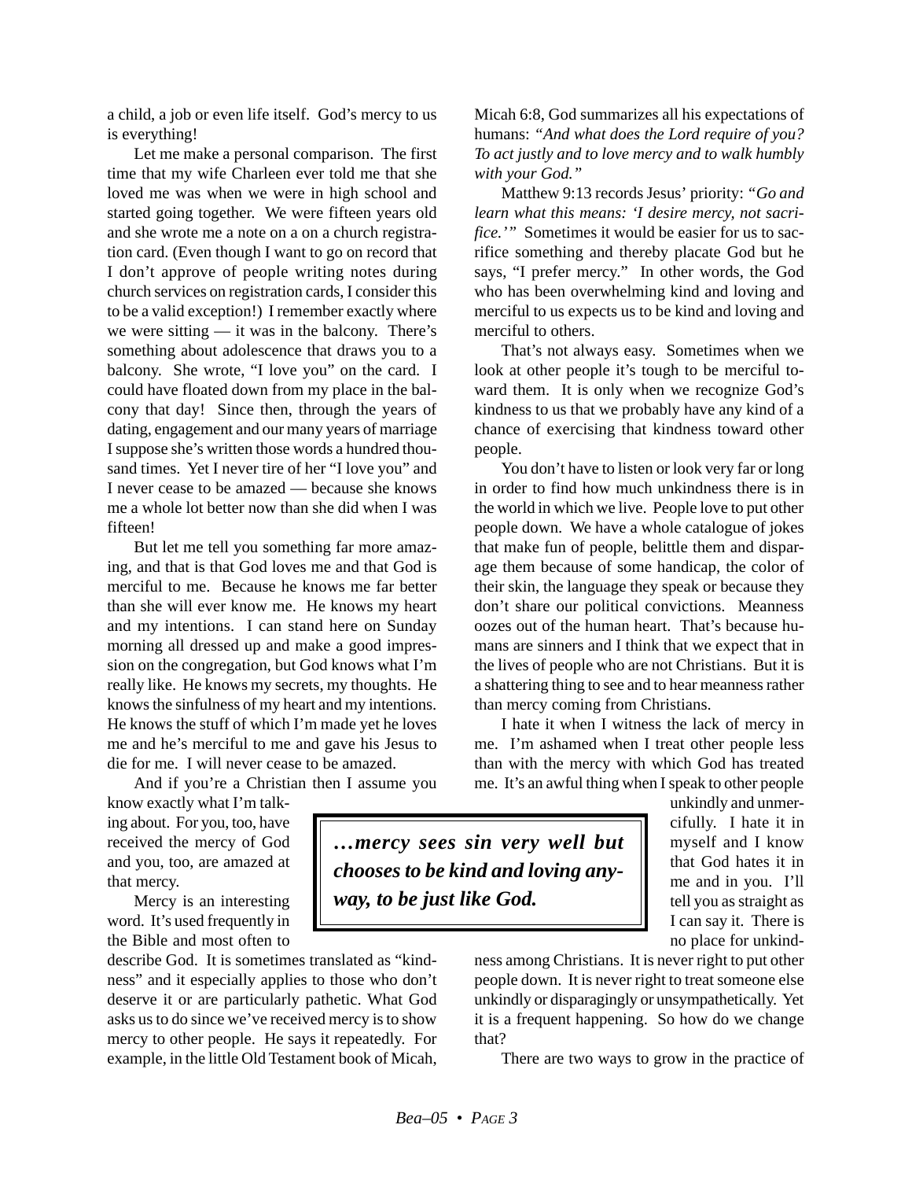a child, a job or even life itself. God's mercy to us is everything!

Let me make a personal comparison. The first time that my wife Charleen ever told me that she loved me was when we were in high school and started going together. We were fifteen years old and she wrote me a note on a on a church registration card. (Even though I want to go on record that I don't approve of people writing notes during church services on registration cards, I consider this to be a valid exception!) I remember exactly where we were sitting — it was in the balcony. There's something about adolescence that draws you to a balcony. She wrote, "I love you" on the card. I could have floated down from my place in the balcony that day! Since then, through the years of dating, engagement and our many years of marriage I suppose she's written those words a hundred thousand times. Yet I never tire of her "I love you" and I never cease to be amazed — because she knows me a whole lot better now than she did when I was fifteen!

But let me tell you something far more amazing, and that is that God loves me and that God is merciful to me. Because he knows me far better than she will ever know me. He knows my heart and my intentions. I can stand here on Sunday morning all dressed up and make a good impression on the congregation, but God knows what I'm really like. He knows my secrets, my thoughts. He knows the sinfulness of my heart and my intentions. He knows the stuff of which I'm made yet he loves me and he's merciful to me and gave his Jesus to die for me. I will never cease to be amazed.

And if you're a Christian then I assume you know exactly what I'm talking about. For you, too, have received the mercy of God and you, too, are amazed at that mercy.

> ***…mercy sees sin very well but chooses to be kind and loving anyway, to be just like God.***

Mercy is an interesting word. It's used frequently in the Bible and most often to describe God. It is sometimes translated as "kindness" and it especially applies to those who don't deserve it or are particularly pathetic. What God asks us to do since we've received mercy is to show mercy to other people. He says it repeatedly. For example, in the little Old Testament book of Micah, Micah 6:8, God summarizes all his expectations of humans: *"And what does the Lord require of you? To act justly and to love mercy and to walk humbly with your God."*

Matthew 9:13 records Jesus' priority: *"Go and learn what this means: 'I desire mercy, not sacrifice.'"* Sometimes it would be easier for us to sacrifice something and thereby placate God but he says, "I prefer mercy." In other words, the God who has been overwhelming kind and loving and merciful to us expects us to be kind and loving and merciful to others.

That's not always easy. Sometimes when we look at other people it's tough to be merciful toward them. It is only when we recognize God's kindness to us that we probably have any kind of a chance of exercising that kindness toward other people.

You don't have to listen or look very far or long in order to find how much unkindness there is in the world in which we live. People love to put other people down. We have a whole catalogue of jokes that make fun of people, belittle them and disparage them because of some handicap, the color of their skin, the language they speak or because they don't share our political convictions. Meanness oozes out of the human heart. That's because humans are sinners and I think that we expect that in the lives of people who are not Christians. But it is a shattering thing to see and to hear meanness rather than mercy coming from Christians.

I hate it when I witness the lack of mercy in me. I'm ashamed when I treat other people less than with the mercy with which God has treated me. It's an awful thing when I speak to other people unkindly and unmercifully. I hate it in myself and I know that God hates it in me and in you. I'll tell you as straight as I can say it. There is no place for unkindness among Christians. It is never right to put other people down. It is never right to treat someone else unkindly or disparagingly or unsympathetically. Yet it is a frequent happening. So how do we change that?

There are two ways to grow in the practice of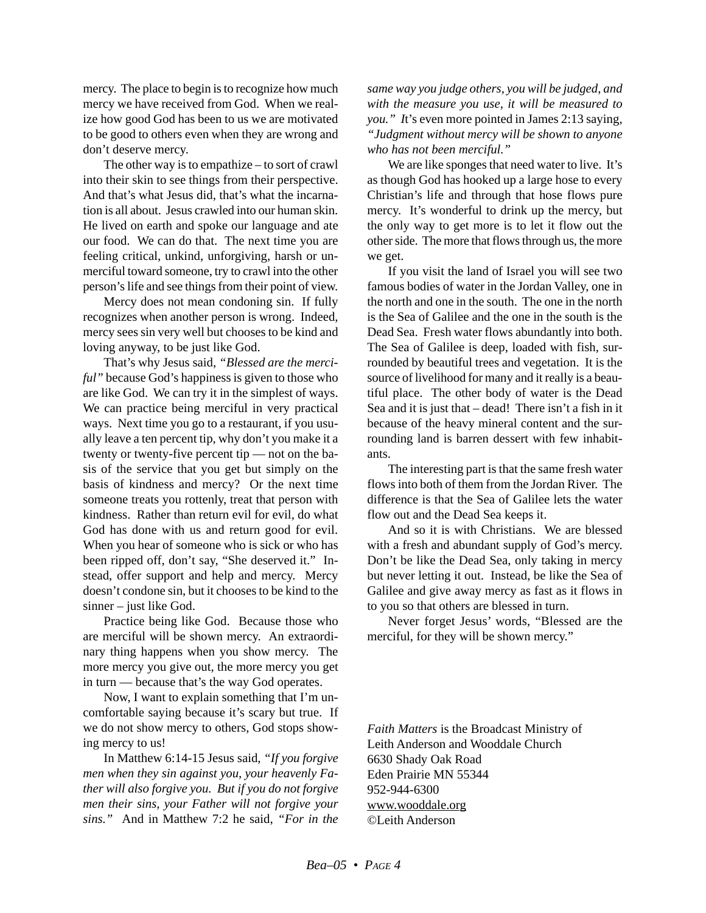mercy. The place to begin is to recognize how much mercy we have received from God. When we realize how good God has been to us we are motivated to be good to others even when they are wrong and don't deserve mercy.

The other way is to empathize – to sort of crawl into their skin to see things from their perspective. And that's what Jesus did, that's what the incarnation is all about. Jesus crawled into our human skin. He lived on earth and spoke our language and ate our food. We can do that. The next time you are feeling critical, unkind, unforgiving, harsh or unmerciful toward someone, try to crawl into the other person's life and see things from their point of view.

Mercy does not mean condoning sin. If fully recognizes when another person is wrong. Indeed, mercy sees sin very well but chooses to be kind and loving anyway, to be just like God.

That's why Jesus said, *"Blessed are the merciful"* because God's happiness is given to those who are like God. We can try it in the simplest of ways. We can practice being merciful in very practical ways. Next time you go to a restaurant, if you usually leave a ten percent tip, why don't you make it a twenty or twenty-five percent tip — not on the basis of the service that you get but simply on the basis of kindness and mercy? Or the next time someone treats you rottenly, treat that person with kindness. Rather than return evil for evil, do what God has done with us and return good for evil. When you hear of someone who is sick or who has been ripped off, don't say, "She deserved it." Instead, offer support and help and mercy. Mercy doesn't condone sin, but it chooses to be kind to the sinner – just like God.

Practice being like God. Because those who are merciful will be shown mercy. An extraordinary thing happens when you show mercy. The more mercy you give out, the more mercy you get in turn — because that's the way God operates.

Now, I want to explain something that I'm uncomfortable saying because it's scary but true. If we do not show mercy to others, God stops showing mercy to us!

In Matthew 6:14-15 Jesus said, *"If you forgive men when they sin against you, your heavenly Father will also forgive you. But if you do not forgive men their sins, your Father will not forgive your sins."* And in Matthew 7:2 he said, *"For in the same way you judge others, you will be judged, and with the measure you use, it will be measured to you."* It's even more pointed in James 2:13 saying, *"Judgment without mercy will be shown to anyone who has not been merciful."*

We are like sponges that need water to live. It's as though God has hooked up a large hose to every Christian's life and through that hose flows pure mercy. It's wonderful to drink up the mercy, but the only way to get more is to let it flow out the other side. The more that flows through us, the more we get.

If you visit the land of Israel you will see two famous bodies of water in the Jordan Valley, one in the north and one in the south. The one in the north is the Sea of Galilee and the one in the south is the Dead Sea. Fresh water flows abundantly into both. The Sea of Galilee is deep, loaded with fish, surrounded by beautiful trees and vegetation. It is the source of livelihood for many and it really is a beautiful place. The other body of water is the Dead Sea and it is just that – dead! There isn't a fish in it because of the heavy mineral content and the surrounding land is barren dessert with few inhabitants.

The interesting part is that the same fresh water flows into both of them from the Jordan River. The difference is that the Sea of Galilee lets the water flow out and the Dead Sea keeps it.

And so it is with Christians. We are blessed with a fresh and abundant supply of God's mercy. Don't be like the Dead Sea, only taking in mercy but never letting it out. Instead, be like the Sea of Galilee and give away mercy as fast as it flows in to you so that others are blessed in turn.

Never forget Jesus' words, "Blessed are the merciful, for they will be shown mercy."

*Faith Matters* is the Broadcast Ministry of
Leith Anderson and Wooddale Church
6630 Shady Oak Road
Eden Prairie MN 55344
952-944-6300
www.wooddale.org
©Leith Anderson